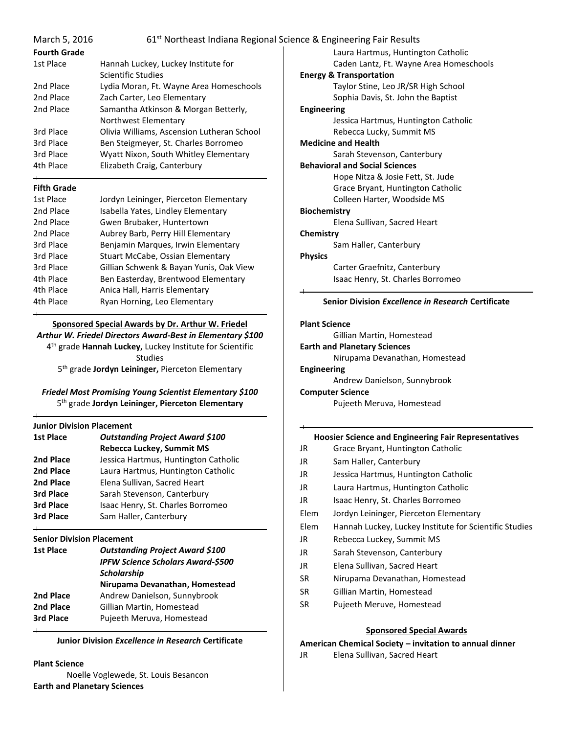March 5, 2016 — 61st Northeast Indiana Regional Science & Engineering Fair Results

**Fourth Grade**

| | |
|---|---|
| 1st Place | Hannah Luckey, Luckey Institute for Scientific Studies |
| 2nd Place | Lydia Moran, Ft. Wayne Area Homeschools |
| 2nd Place | Zach Carter, Leo Elementary |
| 2nd Place | Samantha Atkinson & Morgan Betterly, Northwest Elementary |
| 3rd Place | Olivia Williams, Ascension Lutheran School |
| 3rd Place | Ben Steigmeyer, St. Charles Borromeo |
| 3rd Place | Wyatt Nixon, South Whitley Elementary |
| 4th Place | Elizabeth Craig, Canterbury |

**Fifth Grade**

| | |
|---|---|
| 1st Place | Jordyn Leininger, Pierceton Elementary |
| 2nd Place | Isabella Yates, Lindley Elementary |
| 2nd Place | Gwen Brubaker, Huntertown |
| 2nd Place | Aubrey Barb, Perry Hill Elementary |
| 3rd Place | Benjamin Marques, Irwin Elementary |
| 3rd Place | Stuart McCabe, Ossian Elementary |
| 3rd Place | Gillian Schwenk & Bayan Yunis, Oak View |
| 4th Place | Ben Easterday, Brentwood Elementary |
| 4th Place | Anica Hall, Harris Elementary |
| 4th Place | Ryan Horning, Leo Elementary |

**Sponsored Special Awards by Dr. Arthur W. Friedel**

***Arthur W. Friedel Directors Award-Best in Elementary $100***

4th grade **Hannah Luckey,** Luckey Institute for Scientific Studies

5th grade **Jordyn Leininger,** Pierceton Elementary

***Friedel Most Promising Young Scientist Elementary $100***

5th grade **Jordyn Leininger, Pierceton Elementary**

**Junior Division Placement**

| | |
|---|---|
| **1st Place** | ***Outstanding Project Award $100*** **Rebecca Luckey, Summit MS** |
| **2nd Place** | Jessica Hartmus, Huntington Catholic |
| **2nd Place** | Laura Hartmus, Huntington Catholic |
| **2nd Place** | Elena Sullivan, Sacred Heart |
| **3rd Place** | Sarah Stevenson, Canterbury |
| **3rd Place** | Isaac Henry, St. Charles Borromeo |
| **3rd Place** | Sam Haller, Canterbury |

**Senior Division Placement**

| | |
|---|---|
| **1st Place** | ***Outstanding Project Award $100*** ***IPFW Science Scholars Award-$500 Scholarship*** **Nirupama Devanathan, Homestead** |
| **2nd Place** | Andrew Danielson, Sunnybrook |
| **2nd Place** | Gillian Martin, Homestead |
| **3rd Place** | Pujeeth Meruva, Homestead |

**Junior Division *Excellence in Research* Certificate**

**Plant Science**
- Noelle Voglewede, St. Louis Besancon

**Earth and Planetary Sciences**
- Laura Hartmus, Huntington Catholic
- Caden Lantz, Ft. Wayne Area Homeschools

**Energy & Transportation**
- Taylor Stine, Leo JR/SR High School
- Sophia Davis, St. John the Baptist

**Engineering**
- Jessica Hartmus, Huntington Catholic
- Rebecca Lucky, Summit MS

**Medicine and Health**
- Sarah Stevenson, Canterbury

**Behavioral and Social Sciences**
- Hope Nitza & Josie Fett, St. Jude
- Grace Bryant, Huntington Catholic
- Colleen Harter, Woodside MS

**Biochemistry**
- Elena Sullivan, Sacred Heart

**Chemistry**
- Sam Haller, Canterbury

**Physics**
- Carter Graefnitz, Canterbury
- Isaac Henry, St. Charles Borromeo

**Senior Division *Excellence in Research* Certificate**

**Plant Science**
- Gillian Martin, Homestead

**Earth and Planetary Sciences**
- Nirupama Devanathan, Homestead

**Engineering**
- Andrew Danielson, Sunnybrook

**Computer Science**
- Pujeeth Meruva, Homestead

**Hoosier Science and Engineering Fair Representatives**

| | |
|---|---|
| JR | Grace Bryant, Huntington Catholic |
| JR | Sam Haller, Canterbury |
| JR | Jessica Hartmus, Huntington Catholic |
| JR | Laura Hartmus, Huntington Catholic |
| JR | Isaac Henry, St. Charles Borromeo |
| Elem | Jordyn Leininger, Pierceton Elementary |
| Elem | Hannah Luckey, Luckey Institute for Scientific Studies |
| JR | Rebecca Luckey, Summit MS |
| JR | Sarah Stevenson, Canterbury |
| JR | Elena Sullivan, Sacred Heart |
| SR | Nirupama Devanathan, Homestead |
| SR | Gillian Martin, Homestead |
| SR | Pujeeth Meruve, Homestead |

**Sponsored Special Awards**

**American Chemical Society – invitation to annual dinner**

| | |
|---|---|
| JR | Elena Sullivan, Sacred Heart |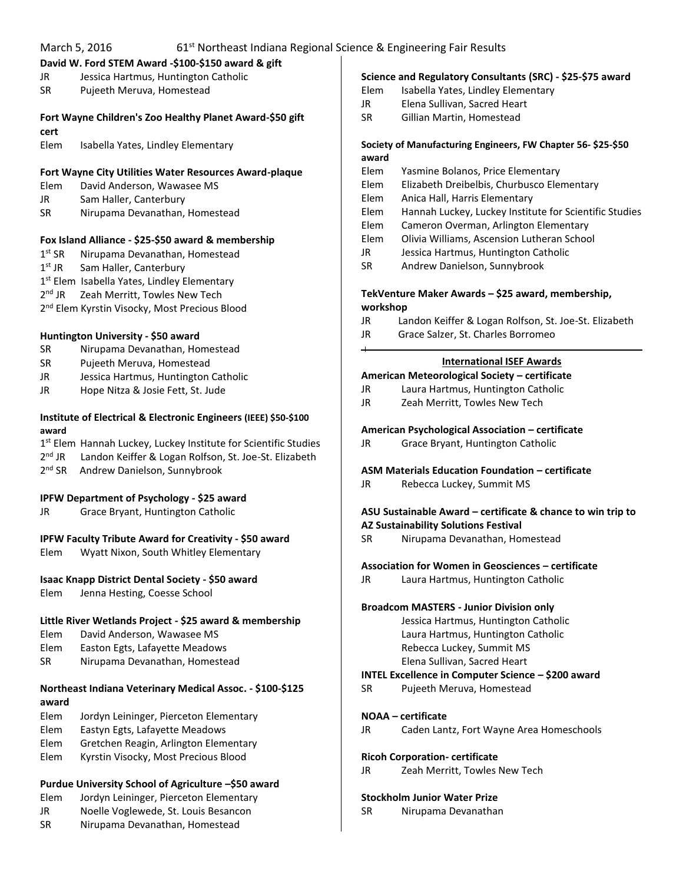March 5, 2016 61st Northeast Indiana Regional Science & Engineering Fair Results

**David W. Ford STEM Award -$100-$150 award & gift**

JR Jessica Hartmus, Huntington Catholic
SR Pujeeth Meruva, Homestead

**Fort Wayne Children's Zoo Healthy Planet Award-$50 gift cert**

Elem Isabella Yates, Lindley Elementary

**Fort Wayne City Utilities Water Resources Award-plaque**

Elem David Anderson, Wawasee MS
JR Sam Haller, Canterbury
SR Nirupama Devanathan, Homestead

**Fox Island Alliance - $25-$50 award & membership**

1st SR Nirupama Devanathan, Homestead
1st JR Sam Haller, Canterbury
1st Elem Isabella Yates, Lindley Elementary
2nd JR Zeah Merritt, Towles New Tech
2nd Elem Kyrstin Visocky, Most Precious Blood

**Huntington University - $50 award**

SR Nirupama Devanathan, Homestead
SR Pujeeth Meruva, Homestead
JR Jessica Hartmus, Huntington Catholic
JR Hope Nitza & Josie Fett, St. Jude

**Institute of Electrical & Electronic Engineers (IEEE) $50-$100 award**

1st Elem Hannah Luckey, Luckey Institute for Scientific Studies
2nd JR Landon Keiffer & Logan Rolfson, St. Joe-St. Elizabeth
2nd SR Andrew Danielson, Sunnybrook

**IPFW Department of Psychology - $25 award**

JR Grace Bryant, Huntington Catholic

**IPFW Faculty Tribute Award for Creativity - $50 award**

Elem Wyatt Nixon, South Whitley Elementary

**Isaac Knapp District Dental Society - $50 award**

Elem Jenna Hesting, Coesse School

**Little River Wetlands Project - $25 award & membership**

Elem David Anderson, Wawasee MS
Elem Easton Egts, Lafayette Meadows
SR Nirupama Devanathan, Homestead

**Northeast Indiana Veterinary Medical Assoc. - $100-$125 award**

Elem Jordyn Leininger, Pierceton Elementary
Elem Eastyn Egts, Lafayette Meadows
Elem Gretchen Reagin, Arlington Elementary
Elem Kyrstin Visocky, Most Precious Blood

**Purdue University School of Agriculture –$50 award**

Elem Jordyn Leininger, Pierceton Elementary
JR Noelle Voglewede, St. Louis Besancon
SR Nirupama Devanathan, Homestead

**Science and Regulatory Consultants (SRC) - $25-$75 award**

Elem Isabella Yates, Lindley Elementary
JR Elena Sullivan, Sacred Heart
SR Gillian Martin, Homestead

**Society of Manufacturing Engineers, FW Chapter 56- $25-$50 award**

Elem Yasmine Bolanos, Price Elementary
Elem Elizabeth Dreibelbis, Churbusco Elementary
Elem Anica Hall, Harris Elementary
Elem Hannah Luckey, Luckey Institute for Scientific Studies
Elem Cameron Overman, Arlington Elementary
Elem Olivia Williams, Ascension Lutheran School
JR Jessica Hartmus, Huntington Catholic
SR Andrew Danielson, Sunnybrook

**TekVenture Maker Awards – $25 award, membership, workshop**

JR Landon Keiffer & Logan Rolfson, St. Joe-St. Elizabeth
JR Grace Salzer, St. Charles Borromeo

## International ISEF Awards

**American Meteorological Society – certificate**

JR Laura Hartmus, Huntington Catholic
JR Zeah Merritt, Towles New Tech

**American Psychological Association – certificate**

JR Grace Bryant, Huntington Catholic

**ASM Materials Education Foundation – certificate**

JR Rebecca Luckey, Summit MS

**ASU Sustainable Award – certificate & chance to win trip to AZ Sustainability Solutions Festival**

SR Nirupama Devanathan, Homestead

**Association for Women in Geosciences – certificate**

JR Laura Hartmus, Huntington Catholic

**Broadcom MASTERS - Junior Division only**

Jessica Hartmus, Huntington Catholic
Laura Hartmus, Huntington Catholic
Rebecca Luckey, Summit MS
Elena Sullivan, Sacred Heart

**INTEL Excellence in Computer Science – $200 award**

SR Pujeeth Meruva, Homestead

**NOAA – certificate**

JR Caden Lantz, Fort Wayne Area Homeschools

**Ricoh Corporation- certificate**

JR Zeah Merritt, Towles New Tech

**Stockholm Junior Water Prize**

SR Nirupama Devanathan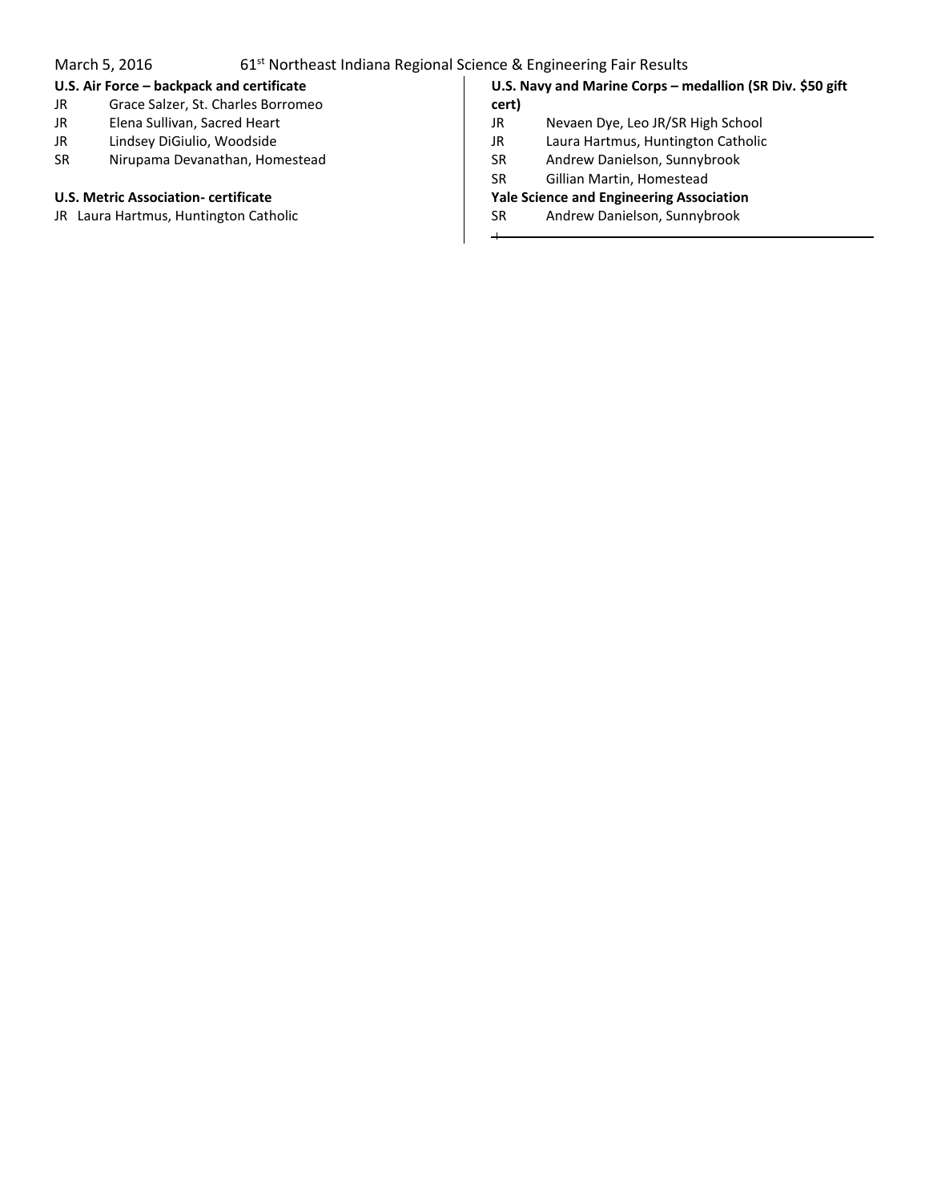**U.S. Air Force – backpack and certificate**

JR Grace Salzer, St. Charles Borromeo
JR Elena Sullivan, Sacred Heart
JR Lindsey DiGiulio, Woodside
SR Nirupama Devanathan, Homestead

**U.S. Metric Association- certificate**

JR Laura Hartmus, Huntington Catholic

**U.S. Navy and Marine Corps – medallion (SR Div. $50 gift cert)**

JR Nevaen Dye, Leo JR/SR High School
JR Laura Hartmus, Huntington Catholic
SR Andrew Danielson, Sunnybrook
SR Gillian Martin, Homestead

**Yale Science and Engineering Association**

SR Andrew Danielson, Sunnybrook